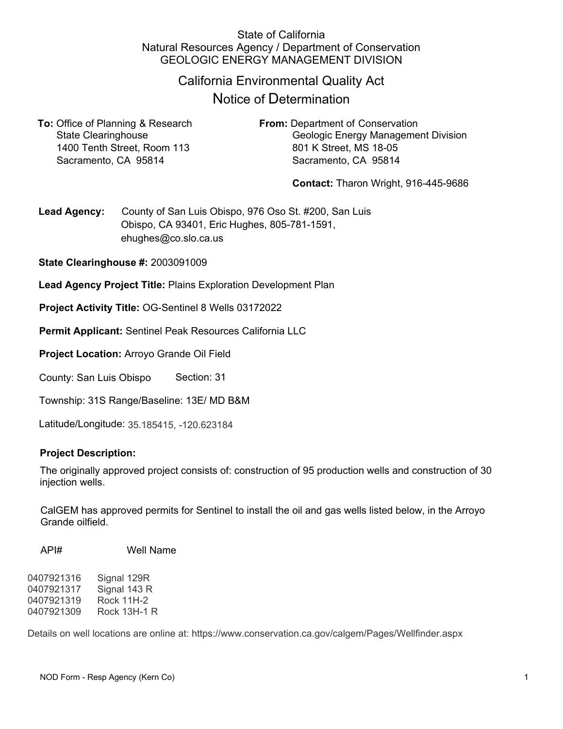State of California
Natural Resources Agency / Department of Conservation
GEOLOGIC ENERGY MANAGEMENT DIVISION

# California Environmental Quality Act
# Notice of Determination

**To:** Office of Planning & Research
State Clearinghouse
1400 Tenth Street, Room 113
Sacramento, CA 95814

**From:** Department of Conservation
Geologic Energy Management Division
801 K Street, MS 18-05
Sacramento, CA 95814

**Contact:** Tharon Wright, 916-445-9686

**Lead Agency:** County of San Luis Obispo, 976 Oso St. #200, San Luis Obispo, CA 93401, Eric Hughes, 805-781-1591, ehughes@co.slo.ca.us

**State Clearinghouse #:** 2003091009

**Lead Agency Project Title:** Plains Exploration Development Plan

**Project Activity Title:** OG-Sentinel 8 Wells 03172022

**Permit Applicant:** Sentinel Peak Resources California LLC

**Project Location:** Arroyo Grande Oil Field

County: San Luis Obispo Section: 31

Township: 31S Range/Baseline: 13E/ MD B&M

Latitude/Longitude: 35.185415, -120.623184

**Project Description:**

The originally approved project consists of: construction of 95 production wells and construction of 30 injection wells.

CalGEM has approved permits for Sentinel to install the oil and gas wells listed below, in the Arroyo Grande oilfield.

| API# | Well Name |
|---|---|
| 0407921316 | Signal 129R |
| 0407921317 | Signal 143 R |
| 0407921319 | Rock 11H-2 |
| 0407921309 | Rock 13H-1 R |

Details on well locations are online at: https://www.conservation.ca.gov/calgem/Pages/Wellfinder.aspx

NOD Form - Resp Agency (Kern Co)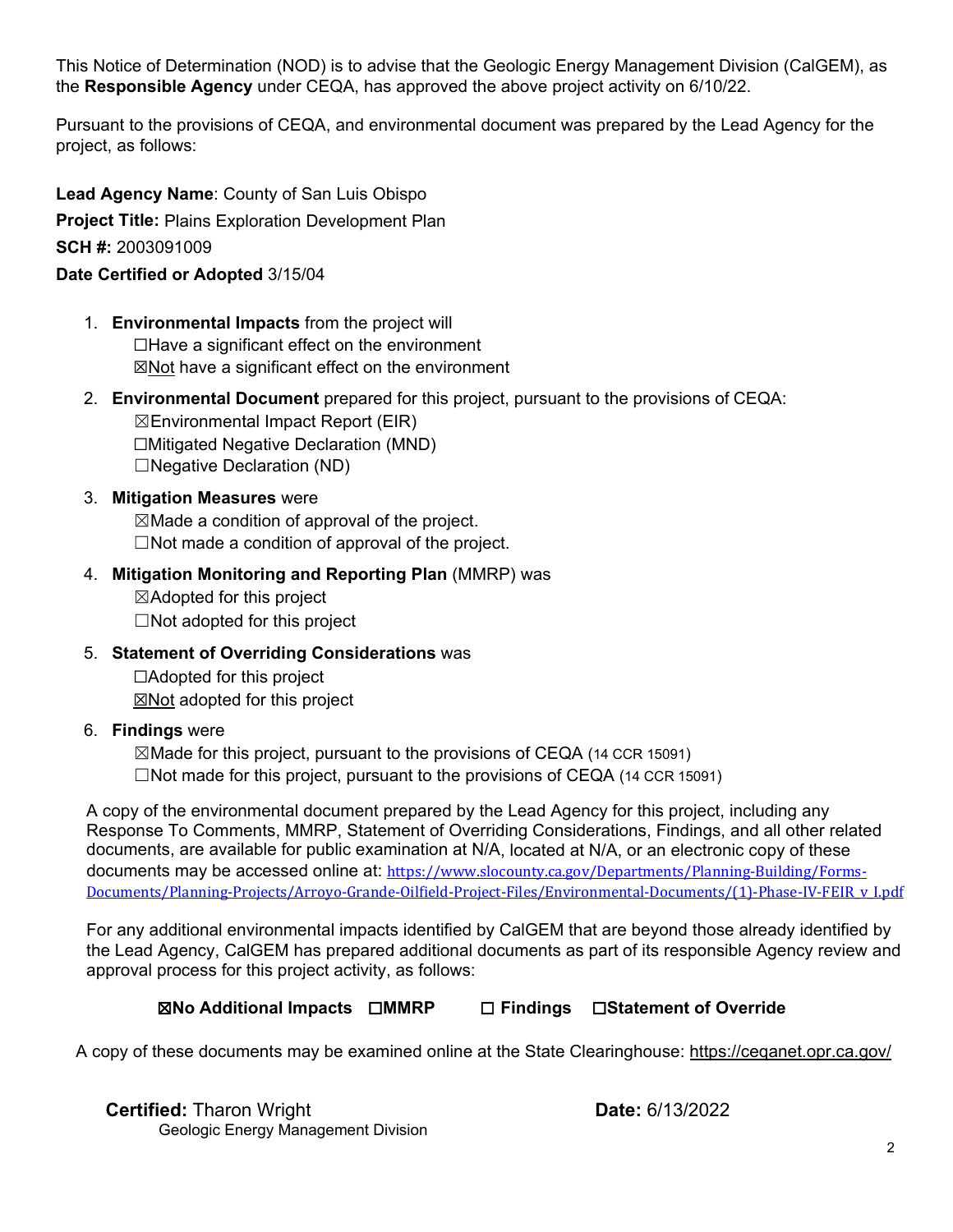This Notice of Determination (NOD) is to advise that the Geologic Energy Management Division (CalGEM), as the **Responsible Agency** under CEQA, has approved the above project activity on 6/10/22.

Pursuant to the provisions of CEQA, and environmental document was prepared by the Lead Agency for the project, as follows:

**Lead Agency Name**: County of San Luis Obispo
**Project Title:** Plains Exploration Development Plan
**SCH #:** 2003091009
**Date Certified or Adopted** 3/15/04

1. **Environmental Impacts** from the project will
   ☐Have a significant effect on the environment
   ☒Not have a significant effect on the environment
2. **Environmental Document** prepared for this project, pursuant to the provisions of CEQA:
   ☒Environmental Impact Report (EIR)
   ☐Mitigated Negative Declaration (MND)
   ☐Negative Declaration (ND)
3. **Mitigation Measures** were
   ☒Made a condition of approval of the project.
   ☐Not made a condition of approval of the project.
4. **Mitigation Monitoring and Reporting Plan** (MMRP) was
   ☒Adopted for this project
   ☐Not adopted for this project
5. **Statement of Overriding Considerations** was
   ☐Adopted for this project
   ☒Not adopted for this project
6. **Findings** were
   ☒Made for this project, pursuant to the provisions of CEQA (14 CCR 15091)
   ☐Not made for this project, pursuant to the provisions of CEQA (14 CCR 15091)

A copy of the environmental document prepared by the Lead Agency for this project, including any Response To Comments, MMRP, Statement of Overriding Considerations, Findings, and all other related documents, are available for public examination at N/A, located at N/A, or an electronic copy of these documents may be accessed online at: https://www.slocounty.ca.gov/Departments/Planning-Building/Forms-Documents/Planning-Projects/Arroyo-Grande-Oilfield-Project-Files/Environmental-Documents/(1)-Phase-IV-FEIR_v_I.pdf

For any additional environmental impacts identified by CalGEM that are beyond those already identified by the Lead Agency, CalGEM has prepared additional documents as part of its responsible Agency review and approval process for this project activity, as follows:

**☒No Additional Impacts ☐MMRP ☐ Findings ☐Statement of Override**

A copy of these documents may be examined online at the State Clearinghouse: https://ceqanet.opr.ca.gov/

**Certified:** Tharon Wright
Geologic Energy Management Division

**Date:** 6/13/2022